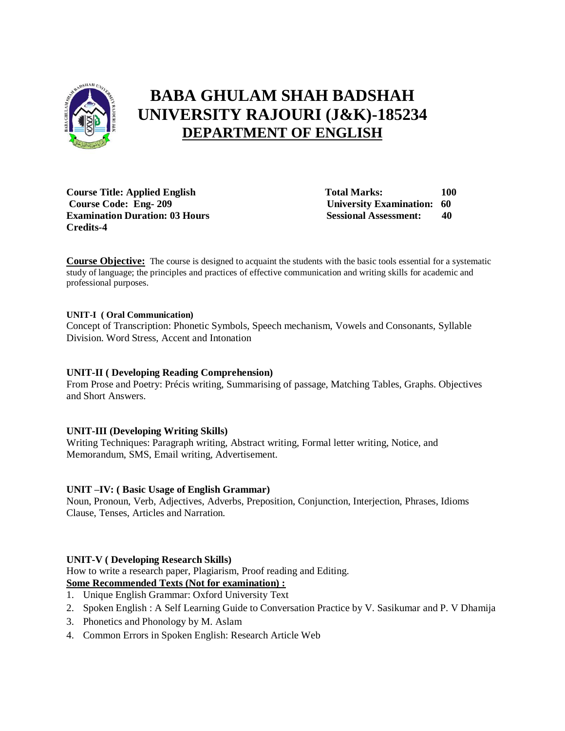# BABA GHULAM SHAH BADSHAH UNIVERSITY RAJOURI (J&K)-185234

## DEPARTMENT OF ENGLISH

**Course Title: Applied English**
**Course Code: Eng- 209**
**Examination Duration: 03 Hours**
**Credits-4**

**Total Marks: 100**
**University Examination: 60**
**Sessional Assessment: 40**

**Course Objective:** The course is designed to acquaint the students with the basic tools essential for a systematic study of language; the principles and practices of effective communication and writing skills for academic and professional purposes.

**UNIT-I ( Oral Communication)**
Concept of Transcription: Phonetic Symbols, Speech mechanism, Vowels and Consonants, Syllable Division. Word Stress, Accent and Intonation

**UNIT-II ( Developing Reading Comprehension)**
From Prose and Poetry: Précis writing, Summarising of passage, Matching Tables, Graphs. Objectives and Short Answers.

**UNIT-III (Developing Writing Skills)**
Writing Techniques: Paragraph writing, Abstract writing, Formal letter writing, Notice, and Memorandum, SMS, Email writing, Advertisement.

**UNIT –IV: ( Basic Usage of English Grammar)**
Noun, Pronoun, Verb, Adjectives, Adverbs, Preposition, Conjunction, Interjection, Phrases, Idioms Clause, Tenses, Articles and Narration.

**UNIT-V ( Developing Research Skills)**
How to write a research paper, Plagiarism, Proof reading and Editing.

**Some Recommended Texts (Not for examination) :**

1. Unique English Grammar: Oxford University Text
2. Spoken English : A Self Learning Guide to Conversation Practice by V. Sasikumar and P. V Dhamija
3. Phonetics and Phonology by M. Aslam
4. Common Errors in Spoken English: Research Article Web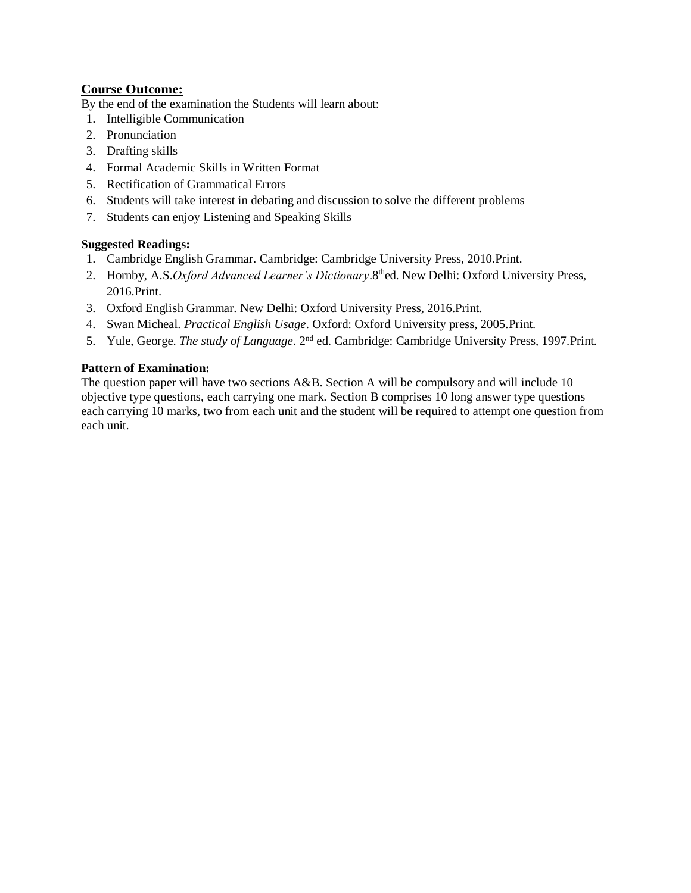## Course Outcome:

By the end of the examination the Students will learn about:

1. Intelligible Communication
2. Pronunciation
3. Drafting skills
4. Formal Academic Skills in Written Format
5. Rectification of Grammatical Errors
6. Students will take interest in debating and discussion to solve the different problems
7. Students can enjoy Listening and Speaking Skills

**Suggested Readings:**

1. Cambridge English Grammar. Cambridge: Cambridge University Press, 2010.Print.
2. Hornby, A.S.*Oxford Advanced Learner's Dictionary*.8thed. New Delhi: Oxford University Press, 2016.Print.
3. Oxford English Grammar. New Delhi: Oxford University Press, 2016.Print.
4. Swan Micheal. *Practical English Usage*. Oxford: Oxford University press, 2005.Print.
5. Yule, George. *The study of Language*. 2nd ed. Cambridge: Cambridge University Press, 1997.Print.

**Pattern of Examination:**

The question paper will have two sections A&B. Section A will be compulsory and will include 10 objective type questions, each carrying one mark. Section B comprises 10 long answer type questions each carrying 10 marks, two from each unit and the student will be required to attempt one question from each unit.